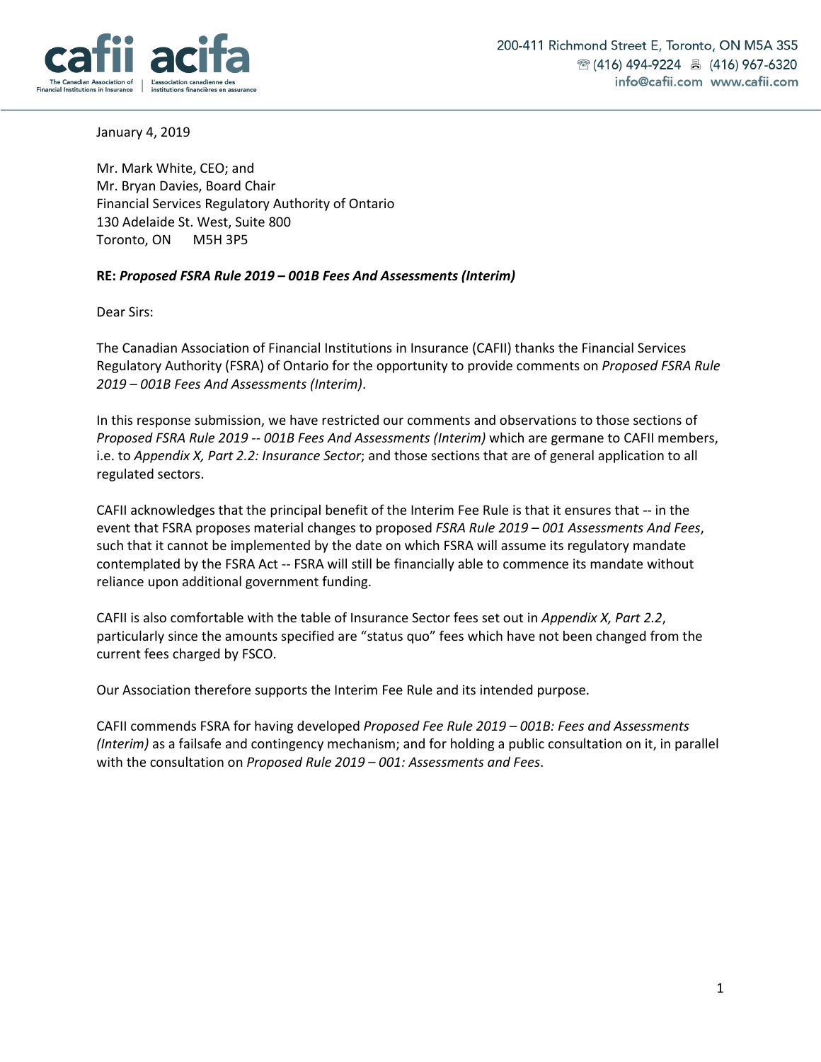cafii acifa

The Canadian Association of Financial Institutions in Insurance | L'association canadienne des institutions financières en assurance

200-411 Richmond Street E, Toronto, ON M5A 3S5
☏ (416) 494-9224 🖷 (416) 967-6320
info@cafii.com www.cafii.com

January 4, 2019

Mr. Mark White, CEO; and
Mr. Bryan Davies, Board Chair
Financial Services Regulatory Authority of Ontario
130 Adelaide St. West, Suite 800
Toronto, ON M5H 3P5

**RE: *Proposed FSRA Rule 2019 – 001B Fees And Assessments (Interim)***

Dear Sirs:

The Canadian Association of Financial Institutions in Insurance (CAFII) thanks the Financial Services Regulatory Authority (FSRA) of Ontario for the opportunity to provide comments on *Proposed FSRA Rule 2019 – 001B Fees And Assessments (Interim)*.

In this response submission, we have restricted our comments and observations to those sections of *Proposed FSRA Rule 2019 -- 001B Fees And Assessments (Interim)* which are germane to CAFII members, i.e. to *Appendix X, Part 2.2: Insurance Sector*; and those sections that are of general application to all regulated sectors.

CAFII acknowledges that the principal benefit of the Interim Fee Rule is that it ensures that -- in the event that FSRA proposes material changes to proposed *FSRA Rule 2019 – 001 Assessments And Fees*, such that it cannot be implemented by the date on which FSRA will assume its regulatory mandate contemplated by the FSRA Act -- FSRA will still be financially able to commence its mandate without reliance upon additional government funding.

CAFII is also comfortable with the table of Insurance Sector fees set out in *Appendix X, Part 2.2*, particularly since the amounts specified are "status quo" fees which have not been changed from the current fees charged by FSCO.

Our Association therefore supports the Interim Fee Rule and its intended purpose.

CAFII commends FSRA for having developed *Proposed Fee Rule 2019 – 001B: Fees and Assessments (Interim)* as a failsafe and contingency mechanism; and for holding a public consultation on it, in parallel with the consultation on *Proposed Rule 2019 – 001: Assessments and Fees*.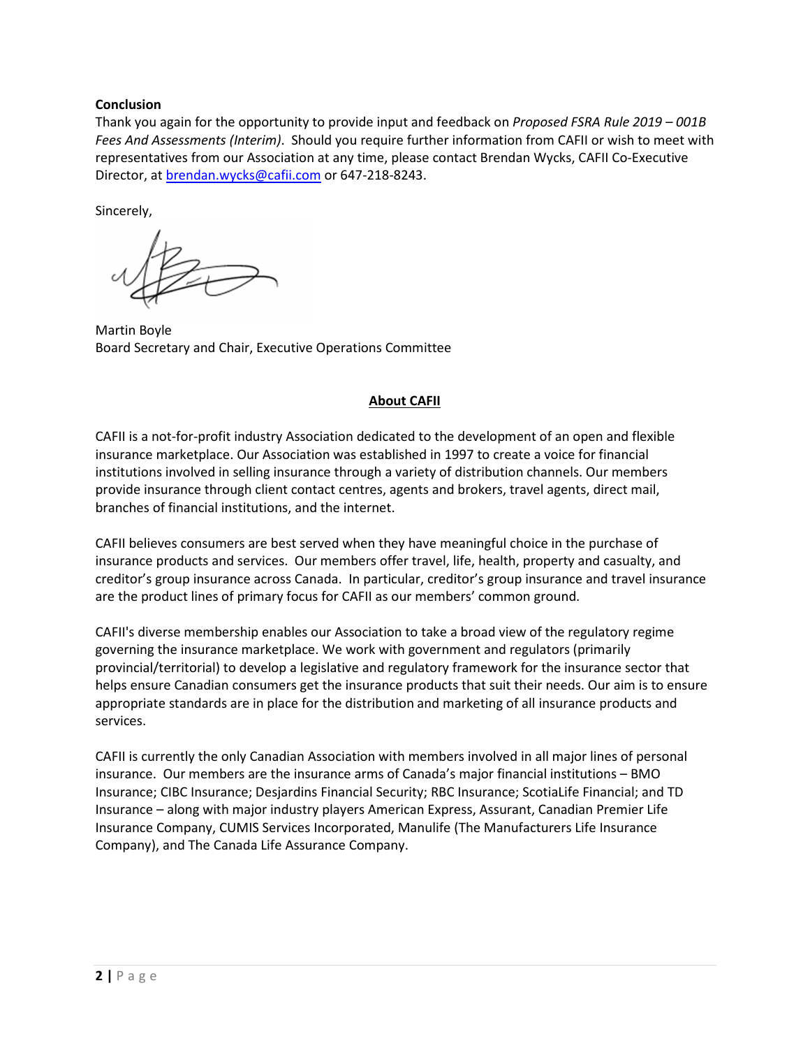**Conclusion**

Thank you again for the opportunity to provide input and feedback on *Proposed FSRA Rule 2019 – 001B Fees And Assessments (Interim)*. Should you require further information from CAFII or wish to meet with representatives from our Association at any time, please contact Brendan Wycks, CAFII Co-Executive Director, at brendan.wycks@cafii.com or 647-218-8243.

Sincerely,

Martin Boyle
Board Secretary and Chair, Executive Operations Committee

## About CAFII

CAFII is a not-for-profit industry Association dedicated to the development of an open and flexible insurance marketplace. Our Association was established in 1997 to create a voice for financial institutions involved in selling insurance through a variety of distribution channels. Our members provide insurance through client contact centres, agents and brokers, travel agents, direct mail, branches of financial institutions, and the internet.

CAFII believes consumers are best served when they have meaningful choice in the purchase of insurance products and services. Our members offer travel, life, health, property and casualty, and creditor's group insurance across Canada. In particular, creditor's group insurance and travel insurance are the product lines of primary focus for CAFII as our members' common ground.

CAFII's diverse membership enables our Association to take a broad view of the regulatory regime governing the insurance marketplace. We work with government and regulators (primarily provincial/territorial) to develop a legislative and regulatory framework for the insurance sector that helps ensure Canadian consumers get the insurance products that suit their needs. Our aim is to ensure appropriate standards are in place for the distribution and marketing of all insurance products and services.

CAFII is currently the only Canadian Association with members involved in all major lines of personal insurance. Our members are the insurance arms of Canada's major financial institutions – BMO Insurance; CIBC Insurance; Desjardins Financial Security; RBC Insurance; ScotiaLife Financial; and TD Insurance – along with major industry players American Express, Assurant, Canadian Premier Life Insurance Company, CUMIS Services Incorporated, Manulife (The Manufacturers Life Insurance Company), and The Canada Life Assurance Company.